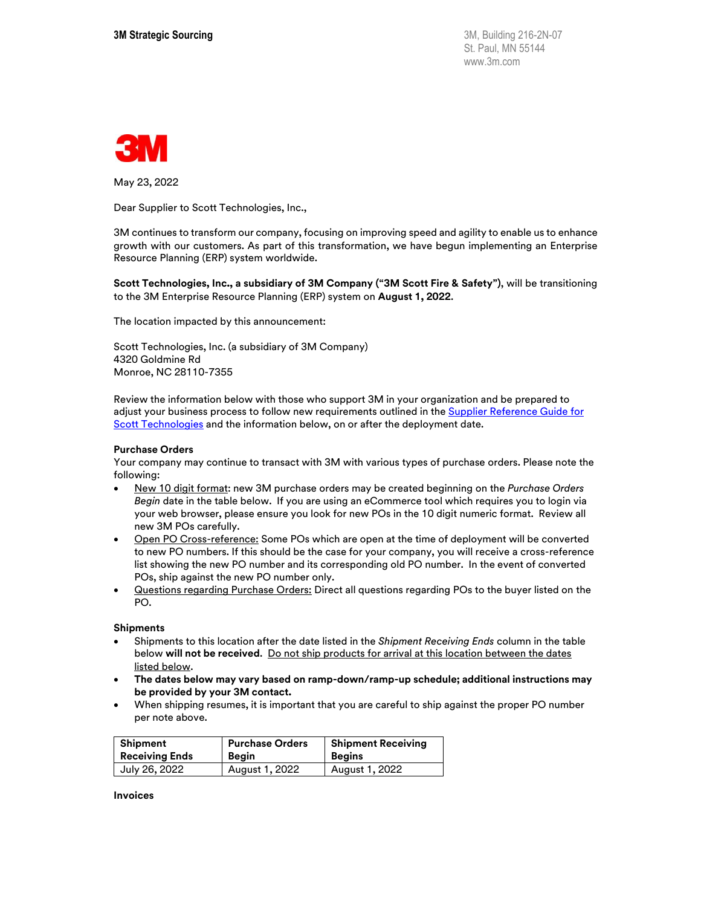**3M Strategic Sourcing**

3M, Building 216-2N-07
St. Paul, MN 55144
www.3m.com

3M

May 23, 2022

Dear Supplier to Scott Technologies, Inc.,

3M continues to transform our company, focusing on improving speed and agility to enable us to enhance growth with our customers. As part of this transformation, we have begun implementing an Enterprise Resource Planning (ERP) system worldwide.

**Scott Technologies, Inc., a subsidiary of 3M Company ("3M Scott Fire & Safety"),** will be transitioning to the 3M Enterprise Resource Planning (ERP) system on **August 1, 2022.**

The location impacted by this announcement:

Scott Technologies, Inc. (a subsidiary of 3M Company)
4320 Goldmine Rd
Monroe, NC 28110-7355

Review the information below with those who support 3M in your organization and be prepared to adjust your business process to follow new requirements outlined in the Supplier Reference Guide for Scott Technologies and the information below, on or after the deployment date.

**Purchase Orders**

Your company may continue to transact with 3M with various types of purchase orders. Please note the following:

- New 10 digit format: new 3M purchase orders may be created beginning on the *Purchase Orders Begin* date in the table below. If you are using an eCommerce tool which requires you to login via your web browser, please ensure you look for new POs in the 10 digit numeric format. Review all new 3M POs carefully.
- Open PO Cross-reference: Some POs which are open at the time of deployment will be converted to new PO numbers. If this should be the case for your company, you will receive a cross-reference list showing the new PO number and its corresponding old PO number. In the event of converted POs, ship against the new PO number only.
- Questions regarding Purchase Orders: Direct all questions regarding POs to the buyer listed on the PO.

**Shipments**

- Shipments to this location after the date listed in the *Shipment Receiving Ends* column in the table below **will not be received.** Do not ship products for arrival at this location between the dates listed below.
- **The dates below may vary based on ramp-down/ramp-up schedule; additional instructions may be provided by your 3M contact.**
- When shipping resumes, it is important that you are careful to ship against the proper PO number per note above.

| Shipment Receiving Ends | Purchase Orders Begin | Shipment Receiving Begins |
|---|---|---|
| July 26, 2022 | August 1, 2022 | August 1, 2022 |

**Invoices**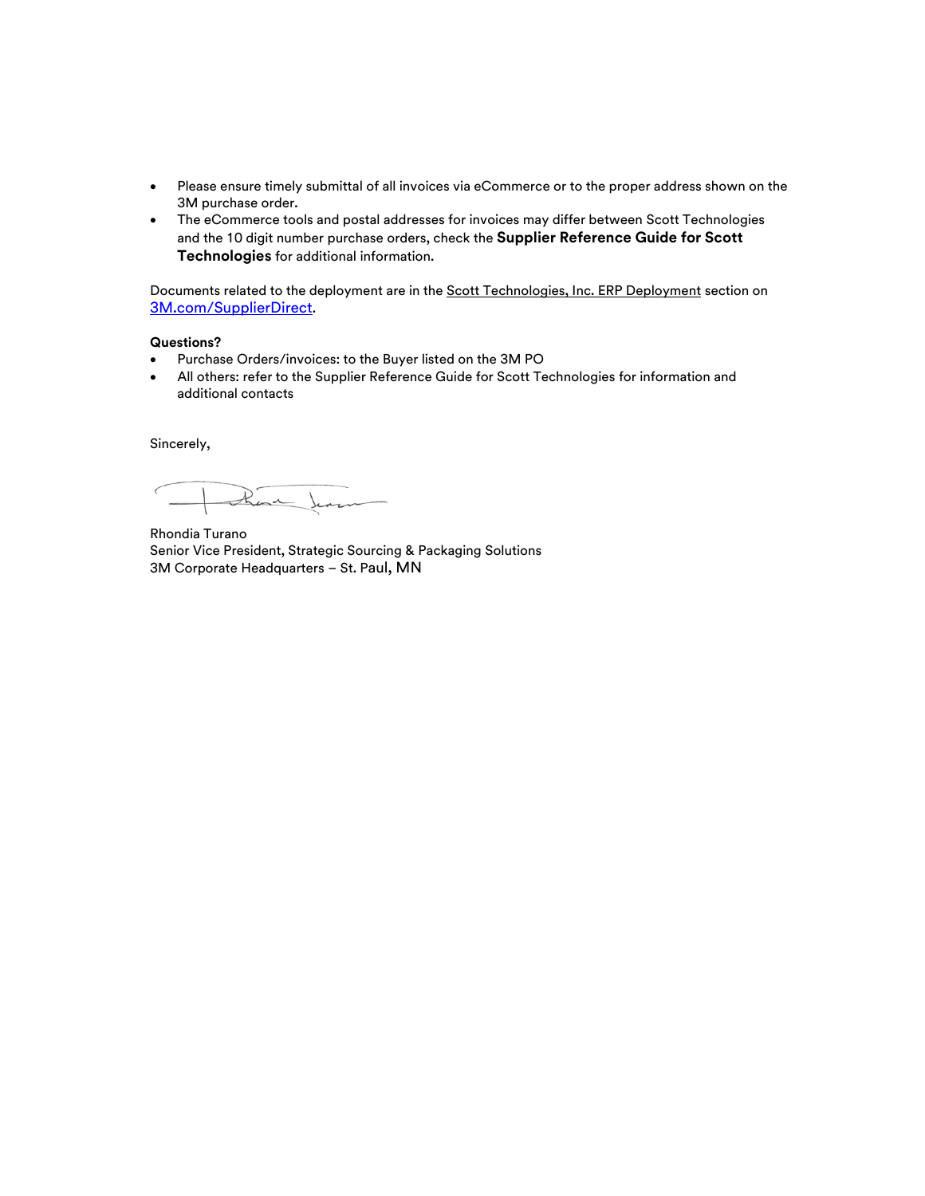- Please ensure timely submittal of all invoices via eCommerce or to the proper address shown on the 3M purchase order.
- The eCommerce tools and postal addresses for invoices may differ between Scott Technologies and the 10 digit number purchase orders, check the **Supplier Reference Guide for Scott Technologies** for additional information.

Documents related to the deployment are in the Scott Technologies, Inc. ERP Deployment section on [3M.com/SupplierDirect](3M.com/SupplierDirect).

**Questions?**

- Purchase Orders/invoices: to the Buyer listed on the 3M PO
- All others: refer to the Supplier Reference Guide for Scott Technologies for information and additional contacts

Sincerely,

Rhondia Turano
Senior Vice President, Strategic Sourcing & Packaging Solutions
3M Corporate Headquarters – St. Paul, MN